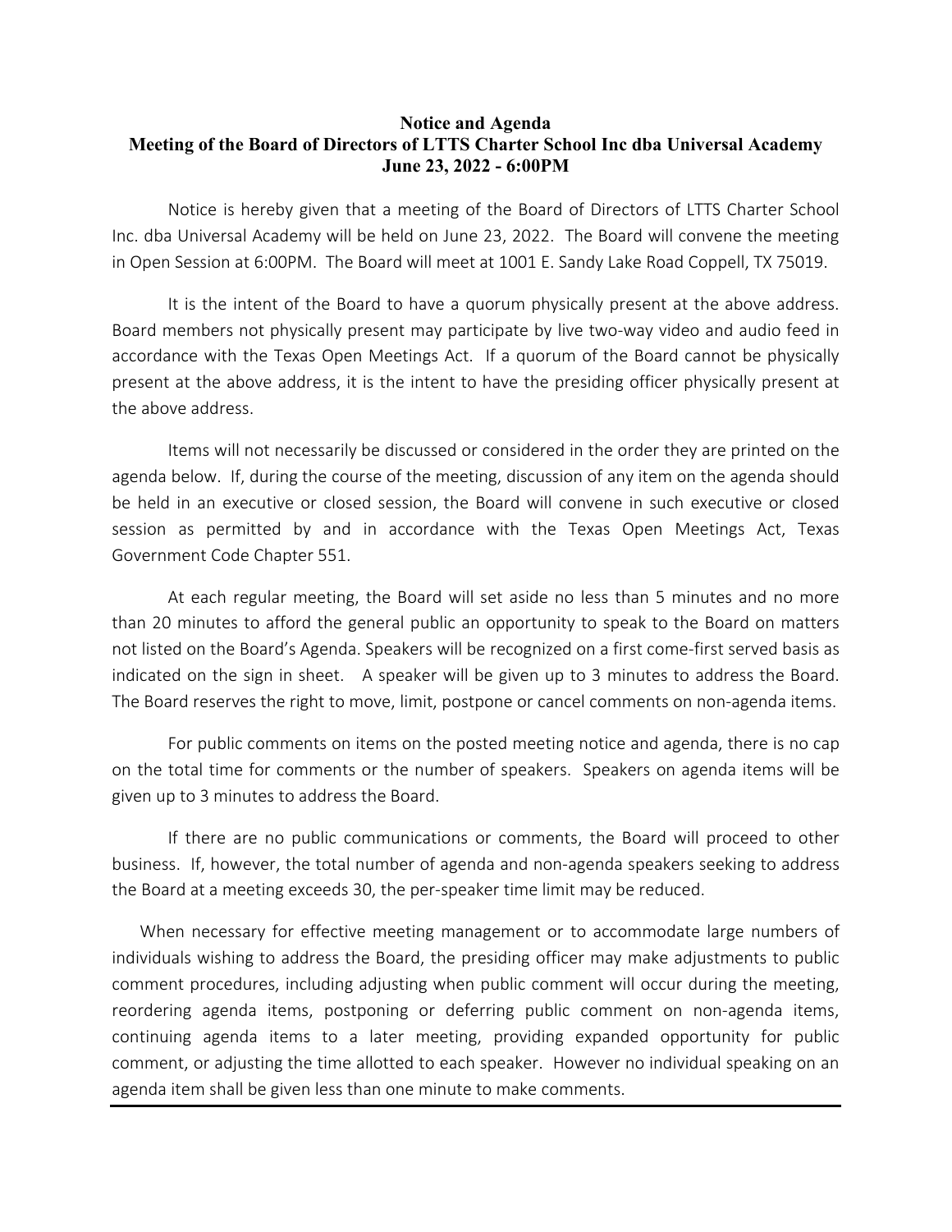# Notice and Agenda
## Meeting of the Board of Directors of LTTS Charter School Inc dba Universal Academy
## June 23, 2022 - 6:00PM

Notice is hereby given that a meeting of the Board of Directors of LTTS Charter School Inc. dba Universal Academy will be held on June 23, 2022. The Board will convene the meeting in Open Session at 6:00PM. The Board will meet at 1001 E. Sandy Lake Road Coppell, TX 75019.

It is the intent of the Board to have a quorum physically present at the above address. Board members not physically present may participate by live two-way video and audio feed in accordance with the Texas Open Meetings Act. If a quorum of the Board cannot be physically present at the above address, it is the intent to have the presiding officer physically present at the above address.

Items will not necessarily be discussed or considered in the order they are printed on the agenda below. If, during the course of the meeting, discussion of any item on the agenda should be held in an executive or closed session, the Board will convene in such executive or closed session as permitted by and in accordance with the Texas Open Meetings Act, Texas Government Code Chapter 551.

At each regular meeting, the Board will set aside no less than 5 minutes and no more than 20 minutes to afford the general public an opportunity to speak to the Board on matters not listed on the Board's Agenda. Speakers will be recognized on a first come-first served basis as indicated on the sign in sheet. A speaker will be given up to 3 minutes to address the Board. The Board reserves the right to move, limit, postpone or cancel comments on non-agenda items.

For public comments on items on the posted meeting notice and agenda, there is no cap on the total time for comments or the number of speakers. Speakers on agenda items will be given up to 3 minutes to address the Board.

If there are no public communications or comments, the Board will proceed to other business. If, however, the total number of agenda and non-agenda speakers seeking to address the Board at a meeting exceeds 30, the per-speaker time limit may be reduced.

When necessary for effective meeting management or to accommodate large numbers of individuals wishing to address the Board, the presiding officer may make adjustments to public comment procedures, including adjusting when public comment will occur during the meeting, reordering agenda items, postponing or deferring public comment on non-agenda items, continuing agenda items to a later meeting, providing expanded opportunity for public comment, or adjusting the time allotted to each speaker. However no individual speaking on an agenda item shall be given less than one minute to make comments.

---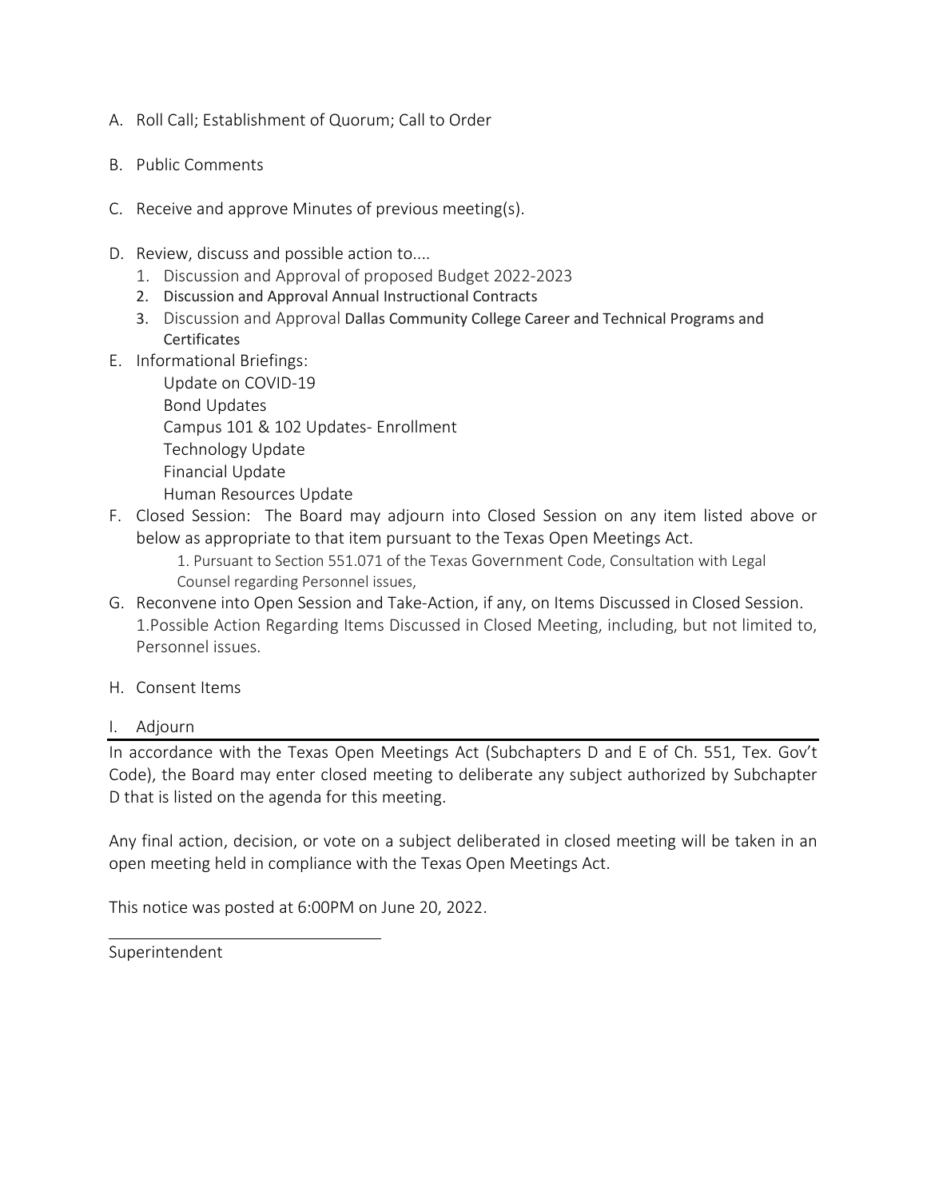A. Roll Call; Establishment of Quorum; Call to Order

B. Public Comments

C. Receive and approve Minutes of previous meeting(s).

D. Review, discuss and possible action to....
   1. Discussion and Approval of proposed Budget 2022-2023
   2. Discussion and Approval Annual Instructional Contracts
   3. Discussion and Approval Dallas Community College Career and Technical Programs and Certificates

E. Informational Briefings:
   - Update on COVID-19
   - Bond Updates
   - Campus 101 & 102 Updates- Enrollment
   - Technology Update
   - Financial Update
   - Human Resources Update

F. Closed Session: The Board may adjourn into Closed Session on any item listed above or below as appropriate to that item pursuant to the Texas Open Meetings Act.
   1. Pursuant to Section 551.071 of the Texas Government Code, Consultation with Legal Counsel regarding Personnel issues,

G. Reconvene into Open Session and Take-Action, if any, on Items Discussed in Closed Session.
   1.Possible Action Regarding Items Discussed in Closed Meeting, including, but not limited to, Personnel issues.

H. Consent Items

I. Adjourn

---

In accordance with the Texas Open Meetings Act (Subchapters D and E of Ch. 551, Tex. Gov't Code), the Board may enter closed meeting to deliberate any subject authorized by Subchapter D that is listed on the agenda for this meeting.

Any final action, decision, or vote on a subject deliberated in closed meeting will be taken in an open meeting held in compliance with the Texas Open Meetings Act.

This notice was posted at 6:00PM on June 20, 2022.

\_\_\_\_\_\_\_\_\_\_\_\_\_\_\_\_\_\_\_\_\_\_\_\_\_\_\_\_\_\_\_\_

Superintendent